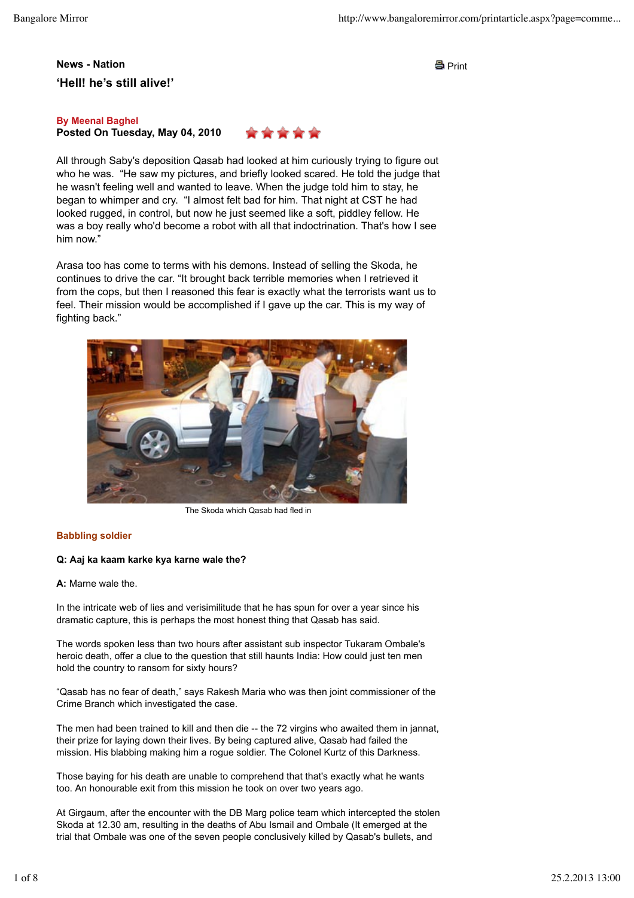**News - Nation**

# 'Hell! he's still alive!'

**By Meenal Baghel**
**Posted On Tuesday, May 04, 2010**

All through Saby's deposition Qasab had looked at him curiously trying to figure out who he was. "He saw my pictures, and briefly looked scared. He told the judge that he wasn't feeling well and wanted to leave. When the judge told him to stay, he began to whimper and cry. "I almost felt bad for him. That night at CST he had looked rugged, in control, but now he just seemed like a soft, piddley fellow. He was a boy really who'd become a robot with all that indoctrination. That's how I see him now."

Arasa too has come to terms with his demons. Instead of selling the Skoda, he continues to drive the car. "It brought back terrible memories when I retrieved it from the cops, but then I reasoned this fear is exactly what the terrorists want us to feel. Their mission would be accomplished if I gave up the car. This is my way of fighting back."

The Skoda which Qasab had fled in

## Babbling soldier

**Q: Aaj ka kaam karke kya karne wale the?**

**A:** Marne wale the.

In the intricate web of lies and verisimilitude that he has spun for over a year since his dramatic capture, this is perhaps the most honest thing that Qasab has said.

The words spoken less than two hours after assistant sub inspector Tukaram Ombale's heroic death, offer a clue to the question that still haunts India: How could just ten men hold the country to ransom for sixty hours?

"Qasab has no fear of death," says Rakesh Maria who was then joint commissioner of the Crime Branch which investigated the case.

The men had been trained to kill and then die -- the 72 virgins who awaited them in jannat, their prize for laying down their lives. By being captured alive, Qasab had failed the mission. His blabbing making him a rogue soldier. The Colonel Kurtz of this Darkness.

Those baying for his death are unable to comprehend that that's exactly what he wants too. An honourable exit from this mission he took on over two years ago.

At Girgaum, after the encounter with the DB Marg police team which intercepted the stolen Skoda at 12.30 am, resulting in the deaths of Abu Ismail and Ombale (It emerged at the trial that Ombale was one of the seven people conclusively killed by Qasab's bullets, and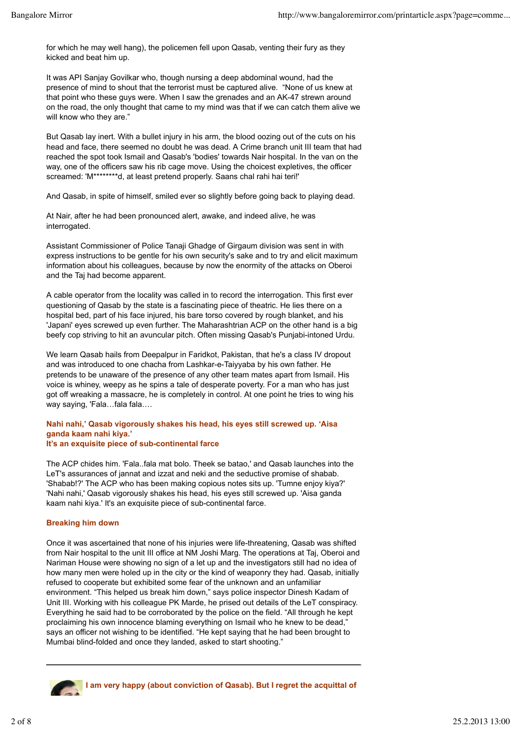for which he may well hang), the policemen fell upon Qasab, venting their fury as they kicked and beat him up.

It was API Sanjay Govilkar who, though nursing a deep abdominal wound, had the presence of mind to shout that the terrorist must be captured alive. "None of us knew at that point who these guys were. When I saw the grenades and an AK-47 strewn around on the road, the only thought that came to my mind was that if we can catch them alive we will know who they are."

But Qasab lay inert. With a bullet injury in his arm, the blood oozing out of the cuts on his head and face, there seemed no doubt he was dead. A Crime branch unit III team that had reached the spot took Ismail and Qasab's 'bodies' towards Nair hospital. In the van on the way, one of the officers saw his rib cage move. Using the choicest expletives, the officer screamed: 'M********d, at least pretend properly. Saans chal rahi hai teri!'

And Qasab, in spite of himself, smiled ever so slightly before going back to playing dead.

At Nair, after he had been pronounced alert, awake, and indeed alive, he was interrogated.

Assistant Commissioner of Police Tanaji Ghadge of Girgaum division was sent in with express instructions to be gentle for his own security's sake and to try and elicit maximum information about his colleagues, because by now the enormity of the attacks on Oberoi and the Taj had become apparent.

A cable operator from the locality was called in to record the interrogation. This first ever questioning of Qasab by the state is a fascinating piece of theatric. He lies there on a hospital bed, part of his face injured, his bare torso covered by rough blanket, and his 'Japani' eyes screwed up even further. The Maharashtrian ACP on the other hand is a big beefy cop striving to hit an avuncular pitch. Often missing Qasab's Punjabi-intoned Urdu.

We learn Qasab hails from Deepalpur in Faridkot, Pakistan, that he's a class IV dropout and was introduced to one chacha from Lashkar-e-Taiyyaba by his own father. He pretends to be unaware of the presence of any other team mates apart from Ismail. His voice is whiney, weepy as he spins a tale of desperate poverty. For a man who has just got off wreaking a massacre, he is completely in control. At one point he tries to wing his way saying, 'Fala…fala fala….

**Nahi nahi,' Qasab vigorously shakes his head, his eyes still screwed up. 'Aisa ganda kaam nahi kiya.'**
**It's an exquisite piece of sub-continental farce**

The ACP chides him. 'Fala..fala mat bolo. Theek se batao,' and Qasab launches into the LeT's assurances of jannat and izzat and neki and the seductive promise of shabab. 'Shabab!?' The ACP who has been making copious notes sits up. 'Tumne enjoy kiya?' 'Nahi nahi,' Qasab vigorously shakes his head, his eyes still screwed up. 'Aisa ganda kaam nahi kiya.' It's an exquisite piece of sub-continental farce.

### Breaking him down

Once it was ascertained that none of his injuries were life-threatening, Qasab was shifted from Nair hospital to the unit III office at NM Joshi Marg. The operations at Taj, Oberoi and Nariman House were showing no sign of a let up and the investigators still had no idea of how many men were holed up in the city or the kind of weaponry they had. Qasab, initially refused to cooperate but exhibited some fear of the unknown and an unfamiliar environment. "This helped us break him down," says police inspector Dinesh Kadam of Unit III. Working with his colleague PK Marde, he prised out details of the LeT conspiracy. Everything he said had to be corroborated by the police on the field. "All through he kept proclaiming his own innocence blaming everything on Ismail who he knew to be dead," says an officer not wishing to be identified. "He kept saying that he had been brought to Mumbai blind-folded and once they landed, asked to start shooting."

---

**I am very happy (about conviction of Qasab). But I regret the acquittal of**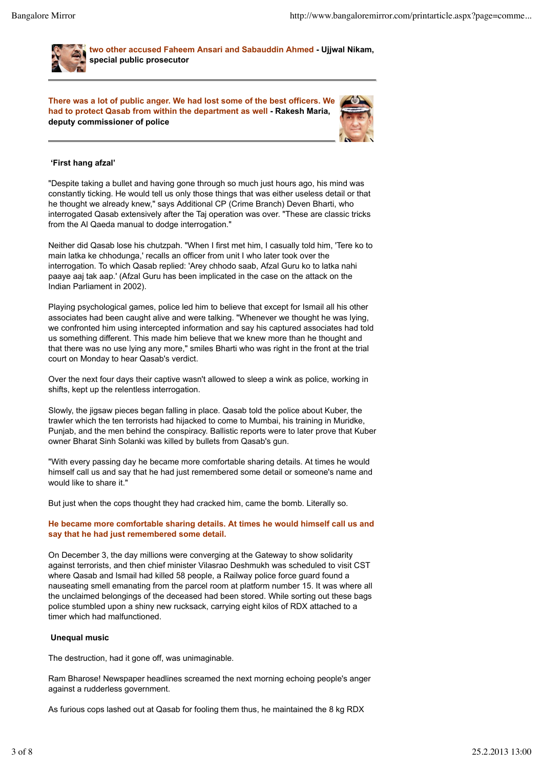**two other accused Faheem Ansari and Sabauddin Ahmed - Ujjwal Nikam, special public prosecutor**

---

**There was a lot of public anger. We had lost some of the best officers. We had to protect Qasab from within the department as well - Rakesh Maria, deputy commissioner of police**

---

### 'First hang afzal'

"Despite taking a bullet and having gone through so much just hours ago, his mind was constantly ticking. He would tell us only those things that was either useless detail or that he thought we already knew," says Additional CP (Crime Branch) Deven Bharti, who interrogated Qasab extensively after the Taj operation was over. "These are classic tricks from the Al Qaeda manual to dodge interrogation."

Neither did Qasab lose his chutzpah. "When I first met him, I casually told him, 'Tere ko to main latka ke chhodunga,' recalls an officer from unit I who later took over the interrogation. To which Qasab replied: 'Arey chhodo saab, Afzal Guru ko to latka nahi paaye aaj tak aap.' (Afzal Guru has been implicated in the case on the attack on the Indian Parliament in 2002).

Playing psychological games, police led him to believe that except for Ismail all his other associates had been caught alive and were talking. "Whenever we thought he was lying, we confronted him using intercepted information and say his captured associates had told us something different. This made him believe that we knew more than he thought and that there was no use lying any more," smiles Bharti who was right in the front at the trial court on Monday to hear Qasab's verdict.

Over the next four days their captive wasn't allowed to sleep a wink as police, working in shifts, kept up the relentless interrogation.

Slowly, the jigsaw pieces began falling in place. Qasab told the police about Kuber, the trawler which the ten terrorists had hijacked to come to Mumbai, his training in Muridke, Punjab, and the men behind the conspiracy. Ballistic reports were to later prove that Kuber owner Bharat Sinh Solanki was killed by bullets from Qasab's gun.

"With every passing day he became more comfortable sharing details. At times he would himself call us and say that he had just remembered some detail or someone's name and would like to share it."

But just when the cops thought they had cracked him, came the bomb. Literally so.

**He became more comfortable sharing details. At times he would himself call us and say that he had just remembered some detail.**

On December 3, the day millions were converging at the Gateway to show solidarity against terrorists, and then chief minister Vilasrao Deshmukh was scheduled to visit CST where Qasab and Ismail had killed 58 people, a Railway police force guard found a nauseating smell emanating from the parcel room at platform number 15. It was where all the unclaimed belongings of the deceased had been stored. While sorting out these bags police stumbled upon a shiny new rucksack, carrying eight kilos of RDX attached to a timer which had malfunctioned.

### Unequal music

The destruction, had it gone off, was unimaginable.

Ram Bharose! Newspaper headlines screamed the next morning echoing people's anger against a rudderless government.

As furious cops lashed out at Qasab for fooling them thus, he maintained the 8 kg RDX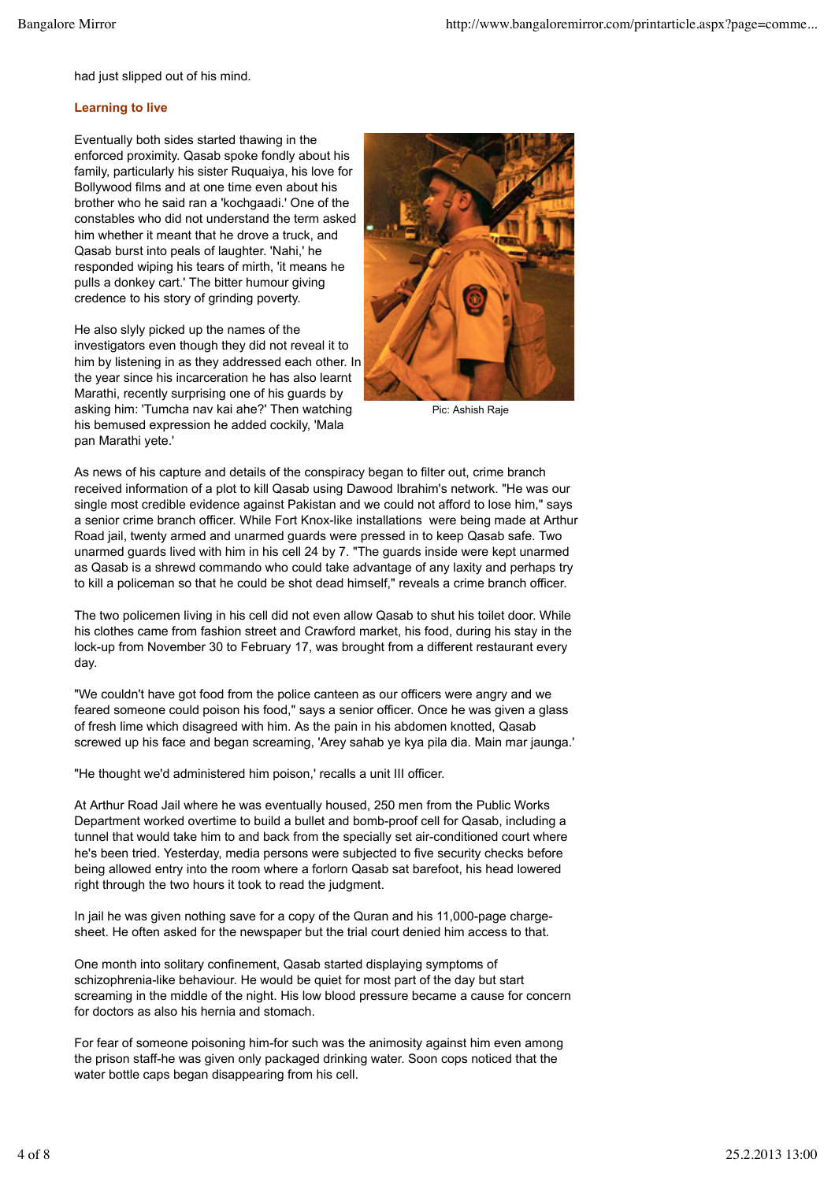had just slipped out of his mind.

### Learning to live

Eventually both sides started thawing in the enforced proximity. Qasab spoke fondly about his family, particularly his sister Ruquaiya, his love for Bollywood films and at one time even about his brother who he said ran a 'kochgaadi.' One of the constables who did not understand the term asked him whether it meant that he drove a truck, and Qasab burst into peals of laughter. 'Nahi,' he responded wiping his tears of mirth, 'it means he pulls a donkey cart.' The bitter humour giving credence to his story of grinding poverty.

He also slyly picked up the names of the investigators even though they did not reveal it to him by listening in as they addressed each other. In the year since his incarceration he has also learnt Marathi, recently surprising one of his guards by asking him: 'Tumcha nav kai ahe?' Then watching his bemused expression he added cockily, 'Mala pan Marathi yete.'

Pic: Ashish Raje

As news of his capture and details of the conspiracy began to filter out, crime branch received information of a plot to kill Qasab using Dawood Ibrahim's network. "He was our single most credible evidence against Pakistan and we could not afford to lose him," says a senior crime branch officer. While Fort Knox-like installations were being made at Arthur Road jail, twenty armed and unarmed guards were pressed in to keep Qasab safe. Two unarmed guards lived with him in his cell 24 by 7. "The guards inside were kept unarmed as Qasab is a shrewd commando who could take advantage of any laxity and perhaps try to kill a policeman so that he could be shot dead himself," reveals a crime branch officer.

The two policemen living in his cell did not even allow Qasab to shut his toilet door. While his clothes came from fashion street and Crawford market, his food, during his stay in the lock-up from November 30 to February 17, was brought from a different restaurant every day.

"We couldn't have got food from the police canteen as our officers were angry and we feared someone could poison his food," says a senior officer. Once he was given a glass of fresh lime which disagreed with him. As the pain in his abdomen knotted, Qasab screwed up his face and began screaming, 'Arey sahab ye kya pila dia. Main mar jaunga.'

"He thought we'd administered him poison,' recalls a unit III officer.

At Arthur Road Jail where he was eventually housed, 250 men from the Public Works Department worked overtime to build a bullet and bomb-proof cell for Qasab, including a tunnel that would take him to and back from the specially set air-conditioned court where he's been tried. Yesterday, media persons were subjected to five security checks before being allowed entry into the room where a forlorn Qasab sat barefoot, his head lowered right through the two hours it took to read the judgment.

In jail he was given nothing save for a copy of the Quran and his 11,000-page charge-sheet. He often asked for the newspaper but the trial court denied him access to that.

One month into solitary confinement, Qasab started displaying symptoms of schizophrenia-like behaviour. He would be quiet for most part of the day but start screaming in the middle of the night. His low blood pressure became a cause for concern for doctors as also his hernia and stomach.

For fear of someone poisoning him-for such was the animosity against him even among the prison staff-he was given only packaged drinking water. Soon cops noticed that the water bottle caps began disappearing from his cell.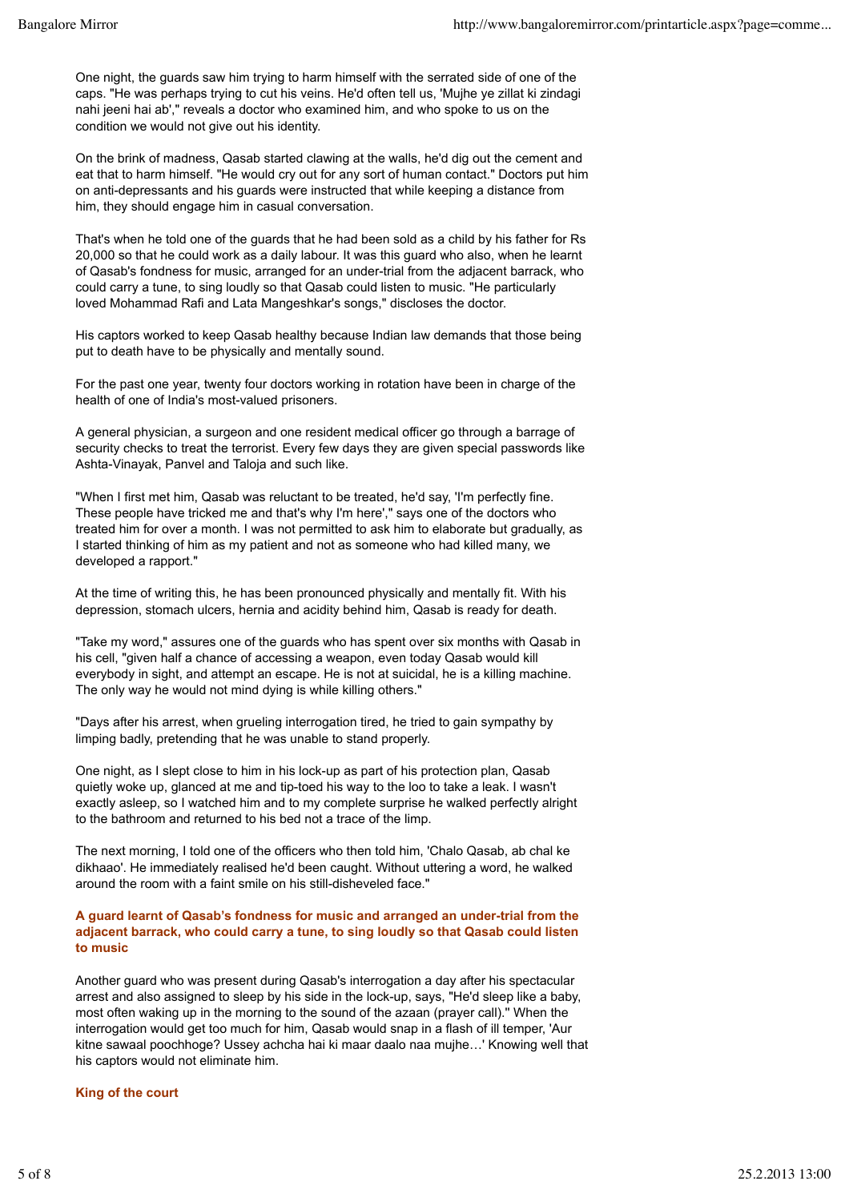One night, the guards saw him trying to harm himself with the serrated side of one of the caps. "He was perhaps trying to cut his veins. He'd often tell us, 'Mujhe ye zillat ki zindagi nahi jeeni hai ab'," reveals a doctor who examined him, and who spoke to us on the condition we would not give out his identity.

On the brink of madness, Qasab started clawing at the walls, he'd dig out the cement and eat that to harm himself. "He would cry out for any sort of human contact." Doctors put him on anti-depressants and his guards were instructed that while keeping a distance from him, they should engage him in casual conversation.

That's when he told one of the guards that he had been sold as a child by his father for Rs 20,000 so that he could work as a daily labour. It was this guard who also, when he learnt of Qasab's fondness for music, arranged for an under-trial from the adjacent barrack, who could carry a tune, to sing loudly so that Qasab could listen to music. "He particularly loved Mohammad Rafi and Lata Mangeshkar's songs," discloses the doctor.

His captors worked to keep Qasab healthy because Indian law demands that those being put to death have to be physically and mentally sound.

For the past one year, twenty four doctors working in rotation have been in charge of the health of one of India's most-valued prisoners.

A general physician, a surgeon and one resident medical officer go through a barrage of security checks to treat the terrorist. Every few days they are given special passwords like Ashta-Vinayak, Panvel and Taloja and such like.

"When I first met him, Qasab was reluctant to be treated, he'd say, 'I'm perfectly fine. These people have tricked me and that's why I'm here'," says one of the doctors who treated him for over a month. I was not permitted to ask him to elaborate but gradually, as I started thinking of him as my patient and not as someone who had killed many, we developed a rapport."

At the time of writing this, he has been pronounced physically and mentally fit. With his depression, stomach ulcers, hernia and acidity behind him, Qasab is ready for death.

"Take my word," assures one of the guards who has spent over six months with Qasab in his cell, "given half a chance of accessing a weapon, even today Qasab would kill everybody in sight, and attempt an escape. He is not at suicidal, he is a killing machine. The only way he would not mind dying is while killing others."

"Days after his arrest, when grueling interrogation tired, he tried to gain sympathy by limping badly, pretending that he was unable to stand properly.

One night, as I slept close to him in his lock-up as part of his protection plan, Qasab quietly woke up, glanced at me and tip-toed his way to the loo to take a leak. I wasn't exactly asleep, so I watched him and to my complete surprise he walked perfectly alright to the bathroom and returned to his bed not a trace of the limp.

The next morning, I told one of the officers who then told him, 'Chalo Qasab, ab chal ke dikhaao'. He immediately realised he'd been caught. Without uttering a word, he walked around the room with a faint smile on his still-disheveled face."

**A guard learnt of Qasab's fondness for music and arranged an under-trial from the adjacent barrack, who could carry a tune, to sing loudly so that Qasab could listen to music**

Another guard who was present during Qasab's interrogation a day after his spectacular arrest and also assigned to sleep by his side in the lock-up, says, "He'd sleep like a baby, most often waking up in the morning to the sound of the azaan (prayer call)." When the interrogation would get too much for him, Qasab would snap in a flash of ill temper, 'Aur kitne sawaal poochhoge? Ussey achcha hai ki maar daalo naa mujhe…' Knowing well that his captors would not eliminate him.

## King of the court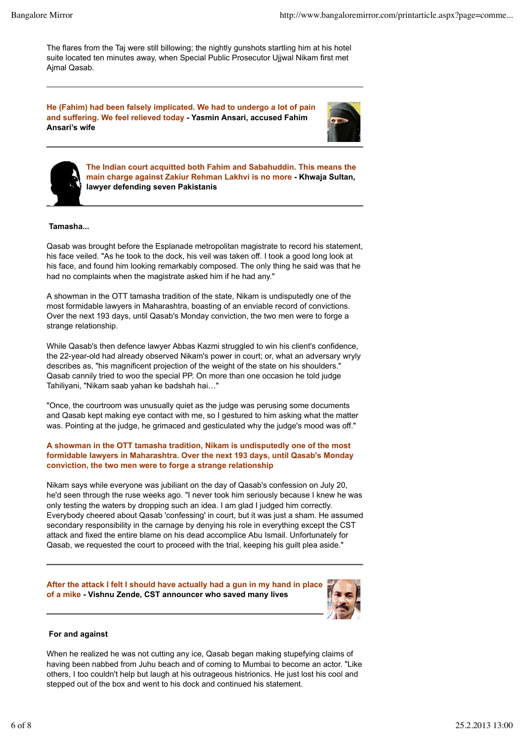The flares from the Taj were still billowing; the nightly gunshots startling him at his hotel suite located ten minutes away, when Special Public Prosecutor Ujjwal Nikam first met Ajmal Qasab.

---

**He (Fahim) had been falsely implicated. We had to undergo a lot of pain and suffering. We feel relieved today - Yasmin Ansari, accused Fahim Ansari's wife**

---

**The Indian court acquitted both Fahim and Sabahuddin. This means the main charge against Zakiur Rehman Lakhvi is no more - Khwaja Sultan, lawyer defending seven Pakistanis**

---

**Tamasha...**

Qasab was brought before the Esplanade metropolitan magistrate to record his statement, his face veiled. "As he took to the dock, his veil was taken off. I took a good long look at his face, and found him looking remarkably composed. The only thing he said was that he had no complaints when the magistrate asked him if he had any."

A showman in the OTT tamasha tradition of the state, Nikam is undisputedly one of the most formidable lawyers in Maharashtra, boasting of an enviable record of convictions. Over the next 193 days, until Qasab's Monday conviction, the two men were to forge a strange relationship.

While Qasab's then defence lawyer Abbas Kazmi struggled to win his client's confidence, the 22-year-old had already observed Nikam's power in court; or, what an adversary wryly describes as, "his magnificent projection of the weight of the state on his shoulders." Qasab cannily tried to woo the special PP. On more than one occasion he told judge Tahiliyani, "Nikam saab yahan ke badshah hai…"

"Once, the courtroom was unusually quiet as the judge was perusing some documents and Qasab kept making eye contact with me, so I gestured to him asking what the matter was. Pointing at the judge, he grimaced and gesticulated why the judge's mood was off."

**A showman in the OTT tamasha tradition, Nikam is undisputedly one of the most formidable lawyers in Maharashtra. Over the next 193 days, until Qasab's Monday conviction, the two men were to forge a strange relationship**

Nikam says while everyone was jubiliant on the day of Qasab's confession on July 20, he'd seen through the ruse weeks ago. "I never took him seriously because I knew he was only testing the waters by dropping such an idea. I am glad I judged him correctly. Everybody cheered about Qasab 'confessing' in court, but it was just a sham. He assumed secondary responsibility in the carnage by denying his role in everything except the CST attack and fixed the entire blame on his dead accomplice Abu Ismail. Unfortunately for Qasab, we requested the court to proceed with the trial, keeping his guilt plea aside."

---

**After the attack I felt I should have actually had a gun in my hand in place of a mike - Vishnu Zende, CST announcer who saved many lives**

---

**For and against**

When he realized he was not cutting any ice, Qasab began making stupefying claims of having been nabbed from Juhu beach and of coming to Mumbai to become an actor. "Like others, I too couldn't help but laugh at his outrageous histrionics. He just lost his cool and stepped out of the box and went to his dock and continued his statement.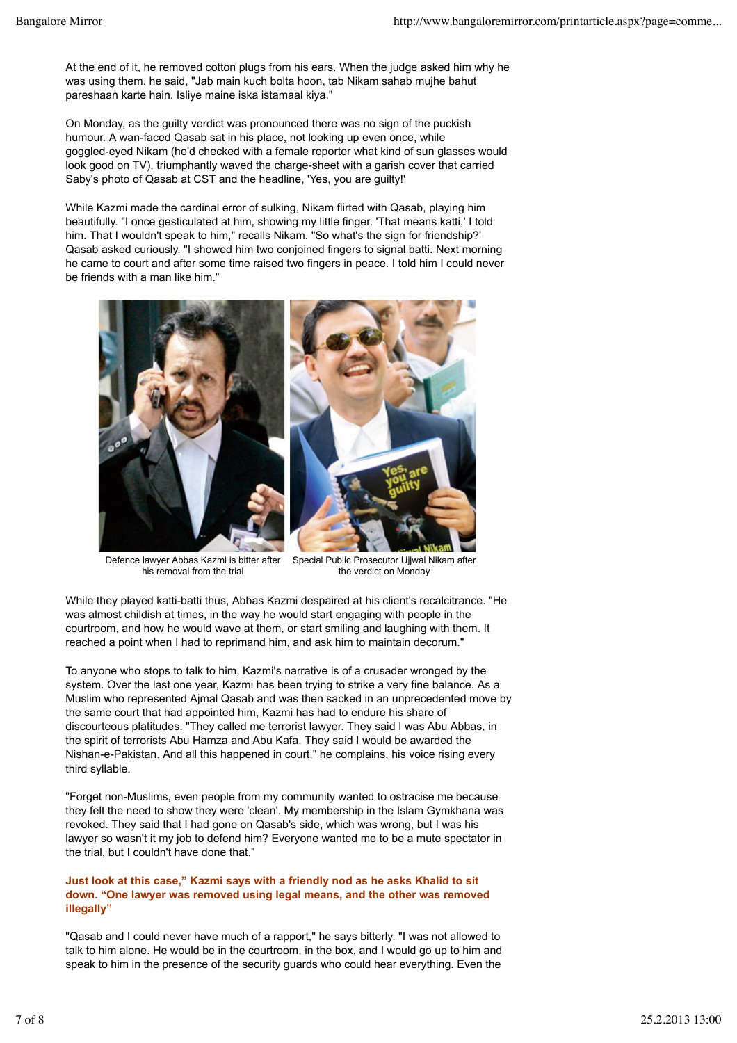At the end of it, he removed cotton plugs from his ears. When the judge asked him why he was using them, he said, "Jab main kuch bolta hoon, tab Nikam sahab mujhe bahut pareshaan karte hain. Isliye maine iska istamaal kiya."

On Monday, as the guilty verdict was pronounced there was no sign of the puckish humour. A wan-faced Qasab sat in his place, not looking up even once, while goggled-eyed Nikam (he'd checked with a female reporter what kind of sun glasses would look good on TV), triumphantly waved the charge-sheet with a garish cover that carried Saby's photo of Qasab at CST and the headline, 'Yes, you are guilty!'

While Kazmi made the cardinal error of sulking, Nikam flirted with Qasab, playing him beautifully. "I once gesticulated at him, showing my little finger. 'That means katti,' I told him. That I wouldn't speak to him," recalls Nikam. "So what's the sign for friendship?' Qasab asked curiously. "I showed him two conjoined fingers to signal batti. Next morning he came to court and after some time raised two fingers in peace. I told him I could never be friends with a man like him."

Defence lawyer Abbas Kazmi is bitter after his removal from the trial

Special Public Prosecutor Ujjwal Nikam after the verdict on Monday

While they played katti-batti thus, Abbas Kazmi despaired at his client's recalcitrance. "He was almost childish at times, in the way he would start engaging with people in the courtroom, and how he would wave at them, or start smiling and laughing with them. It reached a point when I had to reprimand him, and ask him to maintain decorum."

To anyone who stops to talk to him, Kazmi's narrative is of a crusader wronged by the system. Over the last one year, Kazmi has been trying to strike a very fine balance. As a Muslim who represented Ajmal Qasab and was then sacked in an unprecedented move by the same court that had appointed him, Kazmi has had to endure his share of discourteous platitudes. "They called me terrorist lawyer. They said I was Abu Abbas, in the spirit of terrorists Abu Hamza and Abu Kafa. They said I would be awarded the Nishan-e-Pakistan. And all this happened in court," he complains, his voice rising every third syllable.

"Forget non-Muslims, even people from my community wanted to ostracise me because they felt the need to show they were 'clean'. My membership in the Islam Gymkhana was revoked. They said that I had gone on Qasab's side, which was wrong, but I was his lawyer so wasn't it my job to defend him? Everyone wanted me to be a mute spectator in the trial, but I couldn't have done that."

**Just look at this case," Kazmi says with a friendly nod as he asks Khalid to sit down. "One lawyer was removed using legal means, and the other was removed illegally"**

"Qasab and I could never have much of a rapport," he says bitterly. "I was not allowed to talk to him alone. He would be in the courtroom, in the box, and I would go up to him and speak to him in the presence of the security guards who could hear everything. Even the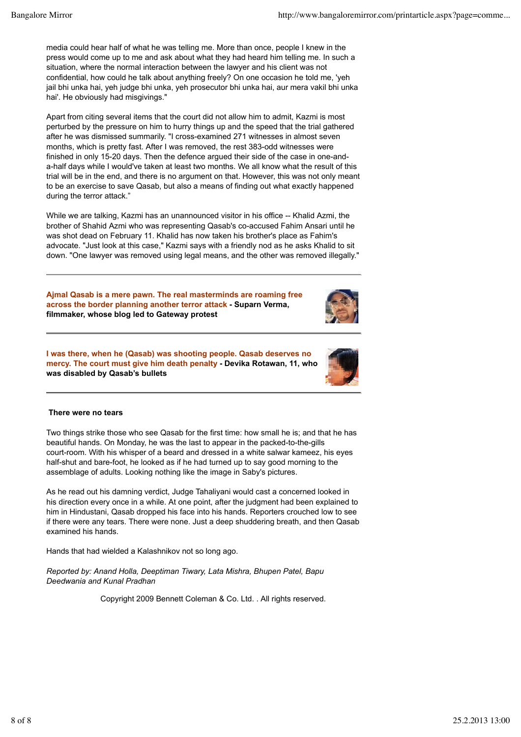media could hear half of what he was telling me. More than once, people I knew in the press would come up to me and ask about what they had heard him telling me. In such a situation, where the normal interaction between the lawyer and his client was not confidential, how could he talk about anything freely? On one occasion he told me, 'yeh jail bhi unka hai, yeh judge bhi unka, yeh prosecutor bhi unka hai, aur mera vakil bhi unka hai'. He obviously had misgivings."

Apart from citing several items that the court did not allow him to admit, Kazmi is most perturbed by the pressure on him to hurry things up and the speed that the trial gathered after he was dismissed summarily. "I cross-examined 271 witnesses in almost seven months, which is pretty fast. After I was removed, the rest 383-odd witnesses were finished in only 15-20 days. Then the defence argued their side of the case in one-and-a-half days while I would've taken at least two months. We all know what the result of this trial will be in the end, and there is no argument on that. However, this was not only meant to be an exercise to save Qasab, but also a means of finding out what exactly happened during the terror attack."

While we are talking, Kazmi has an unannounced visitor in his office -- Khalid Azmi, the brother of Shahid Azmi who was representing Qasab's co-accused Fahim Ansari until he was shot dead on February 11. Khalid has now taken his brother's place as Fahim's advocate. "Just look at this case," Kazmi says with a friendly nod as he asks Khalid to sit down. "One lawyer was removed using legal means, and the other was removed illegally."

---

**Ajmal Qasab is a mere pawn. The real masterminds are roaming free across the border planning another terror attack - Suparn Verma, filmmaker, whose blog led to Gateway protest**

---

**I was there, when he (Qasab) was shooting people. Qasab deserves no mercy. The court must give him death penalty - Devika Rotawan, 11, who was disabled by Qasab's bullets**

---

**There were no tears**

Two things strike those who see Qasab for the first time: how small he is; and that he has beautiful hands. On Monday, he was the last to appear in the packed-to-the-gills court-room. With his whisper of a beard and dressed in a white salwar kameez, his eyes half-shut and bare-foot, he looked as if he had turned up to say good morning to the assemblage of adults. Looking nothing like the image in Saby's pictures.

As he read out his damning verdict, Judge Tahaliyani would cast a concerned looked in his direction every once in a while. At one point, after the judgment had been explained to him in Hindustani, Qasab dropped his face into his hands. Reporters crouched low to see if there were any tears. There were none. Just a deep shuddering breath, and then Qasab examined his hands.

Hands that had wielded a Kalashnikov not so long ago.

*Reported by: Anand Holla, Deeptiman Tiwary, Lata Mishra, Bhupen Patel, Bapu Deedwania and Kunal Pradhan*

Copyright 2009 Bennett Coleman & Co. Ltd. . All rights reserved.